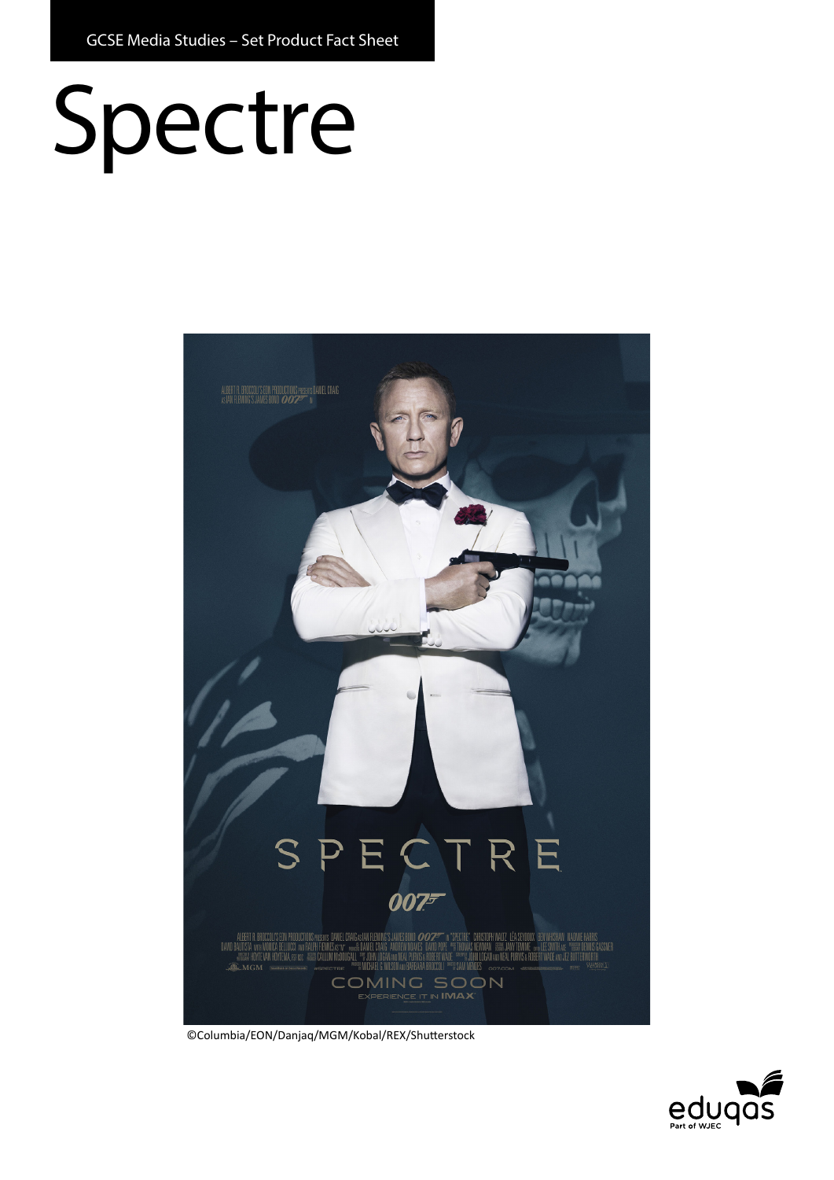GCSE Media Studies – Set Product Fact Sheet

# Spectre

©Columbia/EON/Danjaq/MGM/Kobal/REX/Shutterstock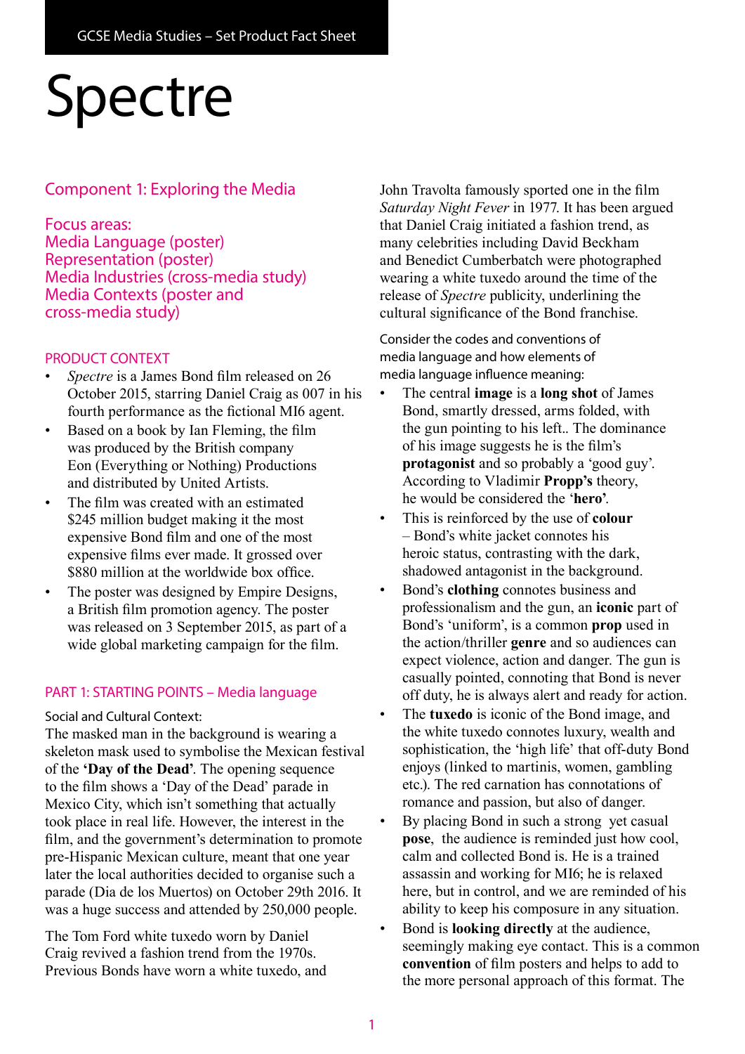# Spectre

## Component 1: Exploring the Media

Focus areas:
Media Language (poster)
Representation (poster)
Media Industries (cross-media study)
Media Contexts (poster and cross-media study)

### PRODUCT CONTEXT

- *Spectre* is a James Bond film released on 26 October 2015, starring Daniel Craig as 007 in his fourth performance as the fictional MI6 agent.
- Based on a book by Ian Fleming, the film was produced by the British company Eon (Everything or Nothing) Productions and distributed by United Artists.
- The film was created with an estimated $245 million budget making it the most expensive Bond film and one of the most expensive films ever made. It grossed over $880 million at the worldwide box office.
- The poster was designed by Empire Designs, a British film promotion agency. The poster was released on 3 September 2015, as part of a wide global marketing campaign for the film.

### PART 1: STARTING POINTS – Media language

Social and Cultural Context:
The masked man in the background is wearing a skeleton mask used to symbolise the Mexican festival of the **'Day of the Dead'**. The opening sequence to the film shows a 'Day of the Dead' parade in Mexico City, which isn't something that actually took place in real life. However, the interest in the film, and the government's determination to promote pre-Hispanic Mexican culture, meant that one year later the local authorities decided to organise such a parade (Dia de los Muertos) on October 29th 2016. It was a huge success and attended by 250,000 people.

The Tom Ford white tuxedo worn by Daniel Craig revived a fashion trend from the 1970s. Previous Bonds have worn a white tuxedo, and John Travolta famously sported one in the film *Saturday Night Fever* in 1977. It has been argued that Daniel Craig initiated a fashion trend, as many celebrities including David Beckham and Benedict Cumberbatch were photographed wearing a white tuxedo around the time of the release of *Spectre* publicity, underlining the cultural significance of the Bond franchise.

Consider the codes and conventions of media language and how elements of media language influence meaning:

- The central **image** is a **long shot** of James Bond, smartly dressed, arms folded, with the gun pointing to his left.. The dominance of his image suggests he is the film's **protagonist** and so probably a 'good guy'. According to Vladimir **Propp's** theory, he would be considered the '**hero'**.
- This is reinforced by the use of **colour** – Bond's white jacket connotes his heroic status, contrasting with the dark, shadowed antagonist in the background.
- Bond's **clothing** connotes business and professionalism and the gun, an **iconic** part of Bond's 'uniform', is a common **prop** used in the action/thriller **genre** and so audiences can expect violence, action and danger. The gun is casually pointed, connoting that Bond is never off duty, he is always alert and ready for action.
- The **tuxedo** is iconic of the Bond image, and the white tuxedo connotes luxury, wealth and sophistication, the 'high life' that off-duty Bond enjoys (linked to martinis, women, gambling etc.). The red carnation has connotations of romance and passion, but also of danger.
- By placing Bond in such a strong yet casual **pose**, the audience is reminded just how cool, calm and collected Bond is. He is a trained assassin and working for MI6; he is relaxed here, but in control, and we are reminded of his ability to keep his composure in any situation.
- Bond is **looking directly** at the audience, seemingly making eye contact. This is a common **convention** of film posters and helps to add to the more personal approach of this format. The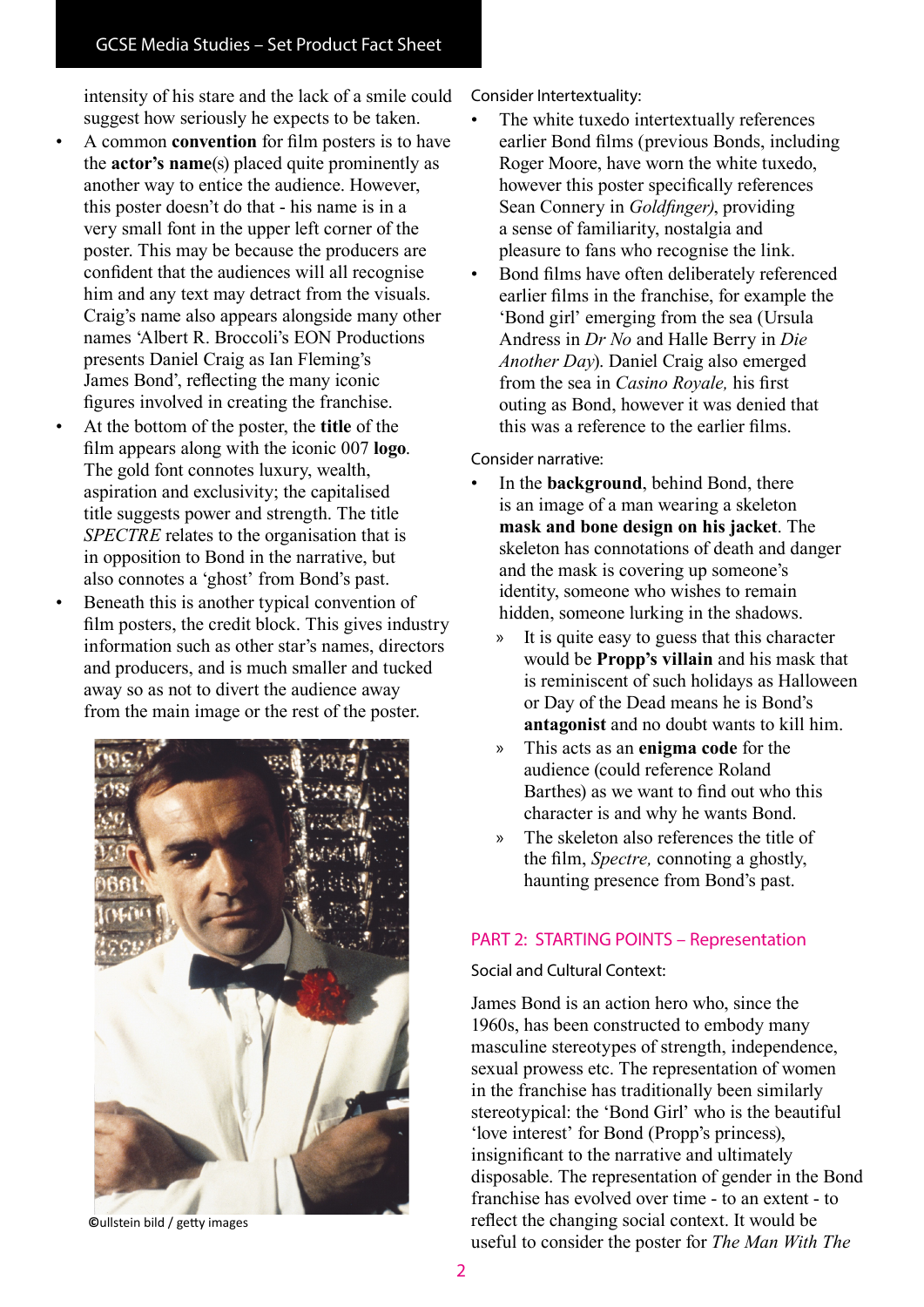intensity of his stare and the lack of a smile could suggest how seriously he expects to be taken.

- A common **convention** for film posters is to have the **actor's name**(s) placed quite prominently as another way to entice the audience. However, this poster doesn't do that - his name is in a very small font in the upper left corner of the poster. This may be because the producers are confident that the audiences will all recognise him and any text may detract from the visuals. Craig's name also appears alongside many other names 'Albert R. Broccoli's EON Productions presents Daniel Craig as Ian Fleming's James Bond', reflecting the many iconic figures involved in creating the franchise.
- At the bottom of the poster, the **title** of the film appears along with the iconic 007 **logo**. The gold font connotes luxury, wealth, aspiration and exclusivity; the capitalised title suggests power and strength. The title *SPECTRE* relates to the organisation that is in opposition to Bond in the narrative, but also connotes a 'ghost' from Bond's past.
- Beneath this is another typical convention of film posters, the credit block. This gives industry information such as other star's names, directors and producers, and is much smaller and tucked away so as not to divert the audience away from the main image or the rest of the poster.

©ullstein bild / getty images

Consider Intertextuality:

- The white tuxedo intertextually references earlier Bond films (previous Bonds, including Roger Moore, have worn the white tuxedo, however this poster specifically references Sean Connery in *Goldfinger)*, providing a sense of familiarity, nostalgia and pleasure to fans who recognise the link.
- Bond films have often deliberately referenced earlier films in the franchise, for example the 'Bond girl' emerging from the sea (Ursula Andress in *Dr No* and Halle Berry in *Die Another Day*). Daniel Craig also emerged from the sea in *Casino Royale,* his first outing as Bond, however it was denied that this was a reference to the earlier films.

Consider narrative:

- In the **background**, behind Bond, there is an image of a man wearing a skeleton **mask and bone design on his jacket**. The skeleton has connotations of death and danger and the mask is covering up someone's identity, someone who wishes to remain hidden, someone lurking in the shadows.
  - It is quite easy to guess that this character would be **Propp's villain** and his mask that is reminiscent of such holidays as Halloween or Day of the Dead means he is Bond's **antagonist** and no doubt wants to kill him.
  - This acts as an **enigma code** for the audience (could reference Roland Barthes) as we want to find out who this character is and why he wants Bond.
  - The skeleton also references the title of the film, *Spectre,* connoting a ghostly, haunting presence from Bond's past.

## PART 2: STARTING POINTS – Representation

Social and Cultural Context:

James Bond is an action hero who, since the 1960s, has been constructed to embody many masculine stereotypes of strength, independence, sexual prowess etc. The representation of women in the franchise has traditionally been similarly stereotypical: the 'Bond Girl' who is the beautiful 'love interest' for Bond (Propp's princess), insignificant to the narrative and ultimately disposable. The representation of gender in the Bond franchise has evolved over time - to an extent - to reflect the changing social context. It would be useful to consider the poster for *The Man With The*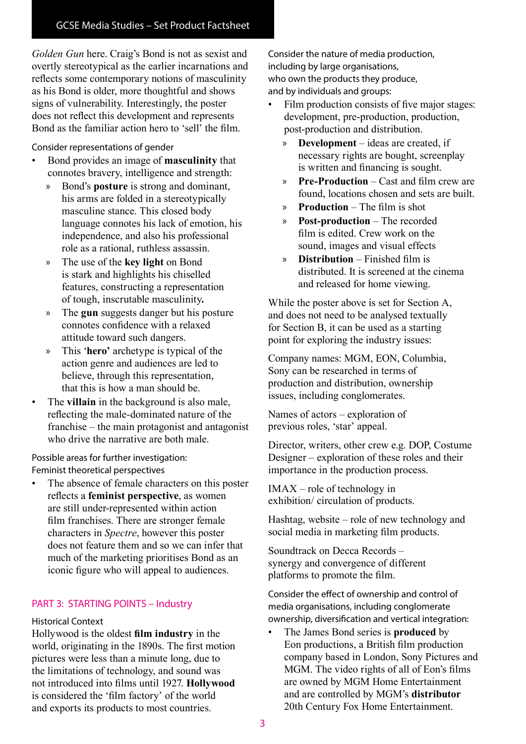*Golden Gun* here. Craig's Bond is not as sexist and overtly stereotypical as the earlier incarnations and reflects some contemporary notions of masculinity as his Bond is older, more thoughtful and shows signs of vulnerability. Interestingly, the poster does not reflect this development and represents Bond as the familiar action hero to 'sell' the film.

Consider representations of gender

- Bond provides an image of **masculinity** that connotes bravery, intelligence and strength:
  - Bond's **posture** is strong and dominant, his arms are folded in a stereotypically masculine stance. This closed body language connotes his lack of emotion, his independence, and also his professional role as a rational, ruthless assassin.
  - The use of the **key light** on Bond is stark and highlights his chiselled features, constructing a representation of tough, inscrutable masculinity**.**
  - The **gun** suggests danger but his posture connotes confidence with a relaxed attitude toward such dangers.
  - This '**hero'** archetype is typical of the action genre and audiences are led to believe, through this representation, that this is how a man should be.
- The **villain** in the background is also male, reflecting the male-dominated nature of the franchise – the main protagonist and antagonist who drive the narrative are both male.

Possible areas for further investigation:
Feminist theoretical perspectives

- The absence of female characters on this poster reflects a **feminist perspective**, as women are still under-represented within action film franchises. There are stronger female characters in *Spectre*, however this poster does not feature them and so we can infer that much of the marketing prioritises Bond as an iconic figure who will appeal to audiences.

## PART 3: STARTING POINTS – Industry

Historical Context

Hollywood is the oldest **film industry** in the world, originating in the 1890s. The first motion pictures were less than a minute long, due to the limitations of technology, and sound was not introduced into films until 1927. **Hollywood** is considered the 'film factory' of the world and exports its products to most countries.

Consider the nature of media production, including by large organisations, who own the products they produce, and by individuals and groups:

- Film production consists of five major stages: development, pre-production, production, post-production and distribution.
  - **Development** – ideas are created, if necessary rights are bought, screenplay is written and financing is sought.
  - **Pre-Production** – Cast and film crew are found, locations chosen and sets are built.
  - **Production** – The film is shot
  - **Post-production** – The recorded film is edited. Crew work on the sound, images and visual effects
  - **Distribution** – Finished film is distributed. It is screened at the cinema and released for home viewing.

While the poster above is set for Section A, and does not need to be analysed textually for Section B, it can be used as a starting point for exploring the industry issues:

Company names: MGM, EON, Columbia, Sony can be researched in terms of production and distribution, ownership issues, including conglomerates.

Names of actors – exploration of previous roles, 'star' appeal.

Director, writers, other crew e.g. DOP, Costume Designer – exploration of these roles and their importance in the production process.

IMAX – role of technology in exhibition/ circulation of products.

Hashtag, website – role of new technology and social media in marketing film products.

Soundtrack on Decca Records – synergy and convergence of different platforms to promote the film.

Consider the effect of ownership and control of media organisations, including conglomerate ownership, diversification and vertical integration:

- The James Bond series is **produced** by Eon productions, a British film production company based in London, Sony Pictures and MGM. The video rights of all of Eon's films are owned by MGM Home Entertainment and are controlled by MGM's **distributor** 20th Century Fox Home Entertainment.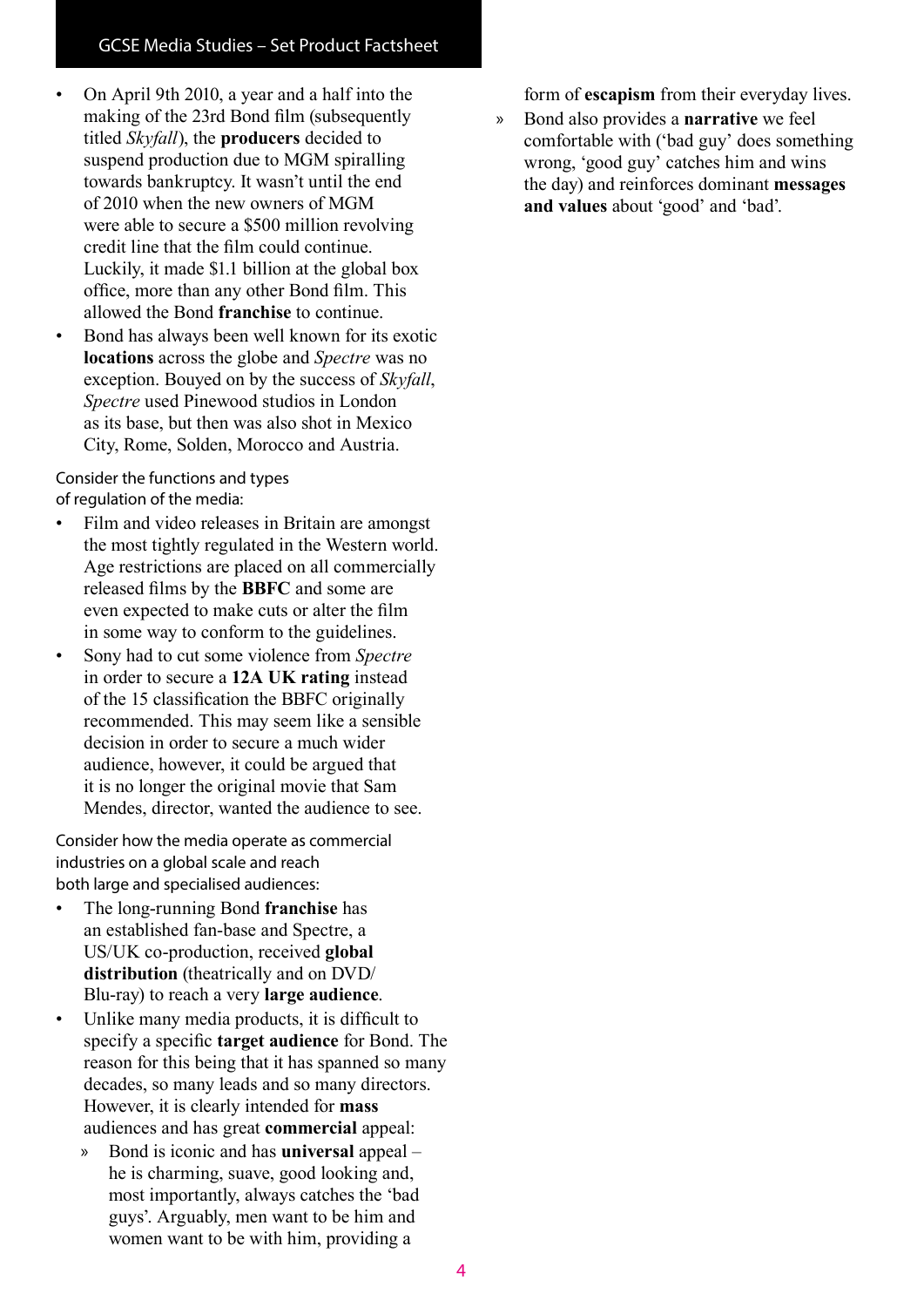- On April 9th 2010, a year and a half into the making of the 23rd Bond film (subsequently titled *Skyfall*), the **producers** decided to suspend production due to MGM spiralling towards bankruptcy. It wasn't until the end of 2010 when the new owners of MGM were able to secure a $500 million revolving credit line that the film could continue. Luckily, it made $1.1 billion at the global box office, more than any other Bond film. This allowed the Bond **franchise** to continue.
- Bond has always been well known for its exotic **locations** across the globe and *Spectre* was no exception. Bouyed on by the success of *Skyfall*, *Spectre* used Pinewood studios in London as its base, but then was also shot in Mexico City, Rome, Solden, Morocco and Austria.

Consider the functions and types of regulation of the media:

- Film and video releases in Britain are amongst the most tightly regulated in the Western world. Age restrictions are placed on all commercially released films by the **BBFC** and some are even expected to make cuts or alter the film in some way to conform to the guidelines.
- Sony had to cut some violence from *Spectre* in order to secure a **12A UK rating** instead of the 15 classification the BBFC originally recommended. This may seem like a sensible decision in order to secure a much wider audience, however, it could be argued that it is no longer the original movie that Sam Mendes, director, wanted the audience to see.

Consider how the media operate as commercial industries on a global scale and reach both large and specialised audiences:

- The long-running Bond **franchise** has an established fan-base and Spectre, a US/UK co-production, received **global distribution** (theatrically and on DVD/ Blu-ray) to reach a very **large audience**.
- Unlike many media products, it is difficult to specify a specific **target audience** for Bond. The reason for this being that it has spanned so many decades, so many leads and so many directors. However, it is clearly intended for **mass** audiences and has great **commercial** appeal:
  - Bond is iconic and has **universal** appeal – he is charming, suave, good looking and, most importantly, always catches the 'bad guys'. Arguably, men want to be him and women want to be with him, providing a form of **escapism** from their everyday lives.
  - Bond also provides a **narrative** we feel comfortable with ('bad guy' does something wrong, 'good guy' catches him and wins the day) and reinforces dominant **messages and values** about 'good' and 'bad'.